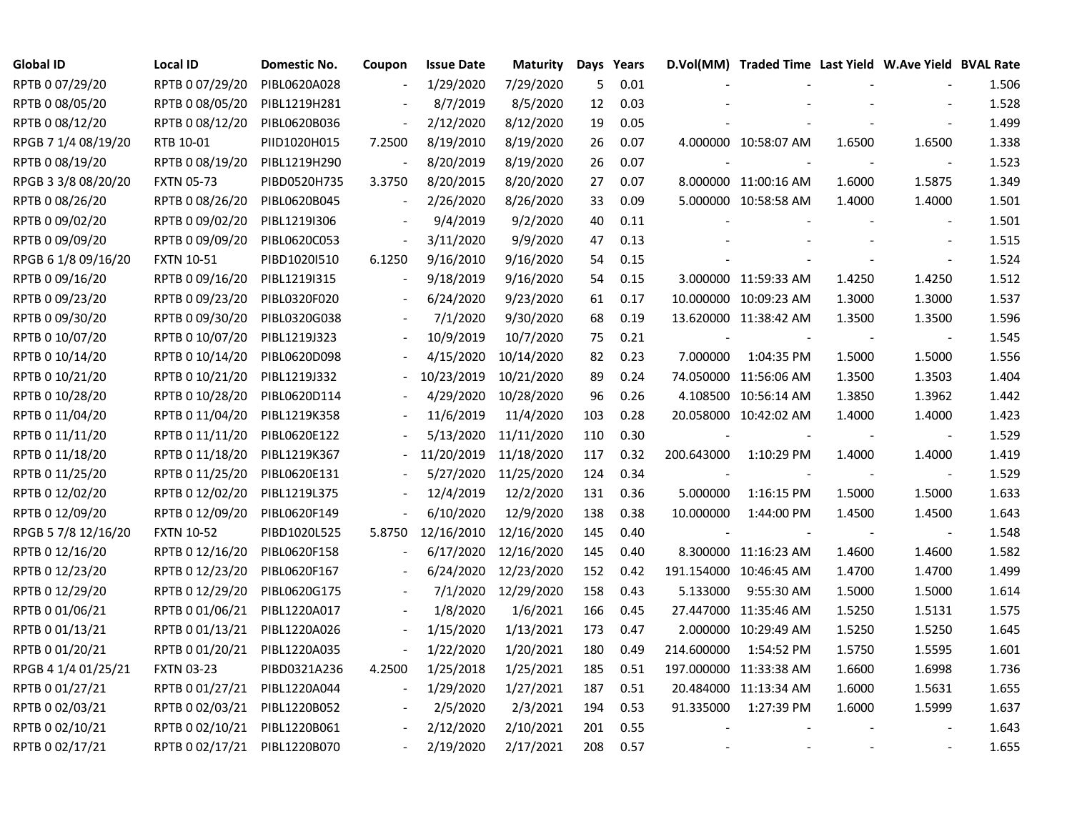| Global ID | Local ID | Domestic No. | Coupon | Issue Date | Maturity | Days | Years | D.Vol(MM) | Traded Time | Last Yield | W.Ave Yield | BVAL Rate |
|---|---|---|---|---|---|---|---|---|---|---|---|---|
| RPTB 0 07/29/20 | RPTB 0 07/29/20 | PIBL0620A028 | - | 1/29/2020 | 7/29/2020 | 5 | 0.01 | - | - | - | - | 1.506 |
| RPTB 0 08/05/20 | RPTB 0 08/05/20 | PIBL1219H281 | - | 8/7/2019 | 8/5/2020 | 12 | 0.03 | - | - | - | - | 1.528 |
| RPTB 0 08/12/20 | RPTB 0 08/12/20 | PIBL0620B036 | - | 2/12/2020 | 8/12/2020 | 19 | 0.05 | - | - | - | - | 1.499 |
| RPGB 7 1/4 08/19/20 | RTB 10-01 | PIID1020H015 | 7.2500 | 8/19/2010 | 8/19/2020 | 26 | 0.07 | 4.000000 | 10:58:07 AM | 1.6500 | 1.6500 | 1.338 |
| RPTB 0 08/19/20 | RPTB 0 08/19/20 | PIBL1219H290 | - | 8/20/2019 | 8/19/2020 | 26 | 0.07 | - | - | - | - | 1.523 |
| RPGB 3 3/8 08/20/20 | FXTN 05-73 | PIBD0520H735 | 3.3750 | 8/20/2015 | 8/20/2020 | 27 | 0.07 | 8.000000 | 11:00:16 AM | 1.6000 | 1.5875 | 1.349 |
| RPTB 0 08/26/20 | RPTB 0 08/26/20 | PIBL0620B045 | - | 2/26/2020 | 8/26/2020 | 33 | 0.09 | 5.000000 | 10:58:58 AM | 1.4000 | 1.4000 | 1.501 |
| RPTB 0 09/02/20 | RPTB 0 09/02/20 | PIBL1219I306 | - | 9/4/2019 | 9/2/2020 | 40 | 0.11 | - | - | - | - | 1.501 |
| RPTB 0 09/09/20 | RPTB 0 09/09/20 | PIBL0620C053 | - | 3/11/2020 | 9/9/2020 | 47 | 0.13 | - | - | - | - | 1.515 |
| RPGB 6 1/8 09/16/20 | FXTN 10-51 | PIBD1020I510 | 6.1250 | 9/16/2010 | 9/16/2020 | 54 | 0.15 | - | - | - | - | 1.524 |
| RPTB 0 09/16/20 | RPTB 0 09/16/20 | PIBL1219I315 | - | 9/18/2019 | 9/16/2020 | 54 | 0.15 | 3.000000 | 11:59:33 AM | 1.4250 | 1.4250 | 1.512 |
| RPTB 0 09/23/20 | RPTB 0 09/23/20 | PIBL0320F020 | - | 6/24/2020 | 9/23/2020 | 61 | 0.17 | 10.000000 | 10:09:23 AM | 1.3000 | 1.3000 | 1.537 |
| RPTB 0 09/30/20 | RPTB 0 09/30/20 | PIBL0320G038 | - | 7/1/2020 | 9/30/2020 | 68 | 0.19 | 13.620000 | 11:38:42 AM | 1.3500 | 1.3500 | 1.596 |
| RPTB 0 10/07/20 | RPTB 0 10/07/20 | PIBL1219J323 | - | 10/9/2019 | 10/7/2020 | 75 | 0.21 | - | - | - | - | 1.545 |
| RPTB 0 10/14/20 | RPTB 0 10/14/20 | PIBL0620D098 | - | 4/15/2020 | 10/14/2020 | 82 | 0.23 | 7.000000 | 1:04:35 PM | 1.5000 | 1.5000 | 1.556 |
| RPTB 0 10/21/20 | RPTB 0 10/21/20 | PIBL1219J332 | - | 10/23/2019 | 10/21/2020 | 89 | 0.24 | 74.050000 | 11:56:06 AM | 1.3500 | 1.3503 | 1.404 |
| RPTB 0 10/28/20 | RPTB 0 10/28/20 | PIBL0620D114 | - | 4/29/2020 | 10/28/2020 | 96 | 0.26 | 4.108500 | 10:56:14 AM | 1.3850 | 1.3962 | 1.442 |
| RPTB 0 11/04/20 | RPTB 0 11/04/20 | PIBL1219K358 | - | 11/6/2019 | 11/4/2020 | 103 | 0.28 | 20.058000 | 10:42:02 AM | 1.4000 | 1.4000 | 1.423 |
| RPTB 0 11/11/20 | RPTB 0 11/11/20 | PIBL0620E122 | - | 5/13/2020 | 11/11/2020 | 110 | 0.30 | - | - | - | - | 1.529 |
| RPTB 0 11/18/20 | RPTB 0 11/18/20 | PIBL1219K367 | - | 11/20/2019 | 11/18/2020 | 117 | 0.32 | 200.643000 | 1:10:29 PM | 1.4000 | 1.4000 | 1.419 |
| RPTB 0 11/25/20 | RPTB 0 11/25/20 | PIBL0620E131 | - | 5/27/2020 | 11/25/2020 | 124 | 0.34 | - | - | - | - | 1.529 |
| RPTB 0 12/02/20 | RPTB 0 12/02/20 | PIBL1219L375 | - | 12/4/2019 | 12/2/2020 | 131 | 0.36 | 5.000000 | 1:16:15 PM | 1.5000 | 1.5000 | 1.633 |
| RPTB 0 12/09/20 | RPTB 0 12/09/20 | PIBL0620F149 | - | 6/10/2020 | 12/9/2020 | 138 | 0.38 | 10.000000 | 1:44:00 PM | 1.4500 | 1.4500 | 1.643 |
| RPGB 5 7/8 12/16/20 | FXTN 10-52 | PIBD1020L525 | 5.8750 | 12/16/2010 | 12/16/2020 | 145 | 0.40 | - | - | - | - | 1.548 |
| RPTB 0 12/16/20 | RPTB 0 12/16/20 | PIBL0620F158 | - | 6/17/2020 | 12/16/2020 | 145 | 0.40 | 8.300000 | 11:16:23 AM | 1.4600 | 1.4600 | 1.582 |
| RPTB 0 12/23/20 | RPTB 0 12/23/20 | PIBL0620F167 | - | 6/24/2020 | 12/23/2020 | 152 | 0.42 | 191.154000 | 10:46:45 AM | 1.4700 | 1.4700 | 1.499 |
| RPTB 0 12/29/20 | RPTB 0 12/29/20 | PIBL0620G175 | - | 7/1/2020 | 12/29/2020 | 158 | 0.43 | 5.133000 | 9:55:30 AM | 1.5000 | 1.5000 | 1.614 |
| RPTB 0 01/06/21 | RPTB 0 01/06/21 | PIBL1220A017 | - | 1/8/2020 | 1/6/2021 | 166 | 0.45 | 27.447000 | 11:35:46 AM | 1.5250 | 1.5131 | 1.575 |
| RPTB 0 01/13/21 | RPTB 0 01/13/21 | PIBL1220A026 | - | 1/15/2020 | 1/13/2021 | 173 | 0.47 | 2.000000 | 10:29:49 AM | 1.5250 | 1.5250 | 1.645 |
| RPTB 0 01/20/21 | RPTB 0 01/20/21 | PIBL1220A035 | - | 1/22/2020 | 1/20/2021 | 180 | 0.49 | 214.600000 | 1:54:52 PM | 1.5750 | 1.5595 | 1.601 |
| RPGB 4 1/4 01/25/21 | FXTN 03-23 | PIBD0321A236 | 4.2500 | 1/25/2018 | 1/25/2021 | 185 | 0.51 | 197.000000 | 11:33:38 AM | 1.6600 | 1.6998 | 1.736 |
| RPTB 0 01/27/21 | RPTB 0 01/27/21 | PIBL1220A044 | - | 1/29/2020 | 1/27/2021 | 187 | 0.51 | 20.484000 | 11:13:34 AM | 1.6000 | 1.5631 | 1.655 |
| RPTB 0 02/03/21 | RPTB 0 02/03/21 | PIBL1220B052 | - | 2/5/2020 | 2/3/2021 | 194 | 0.53 | 91.335000 | 1:27:39 PM | 1.6000 | 1.5999 | 1.637 |
| RPTB 0 02/10/21 | RPTB 0 02/10/21 | PIBL1220B061 | - | 2/12/2020 | 2/10/2021 | 201 | 0.55 | - | - | - | - | 1.643 |
| RPTB 0 02/17/21 | RPTB 0 02/17/21 | PIBL1220B070 | - | 2/19/2020 | 2/17/2021 | 208 | 0.57 | - | - | - | - | 1.655 |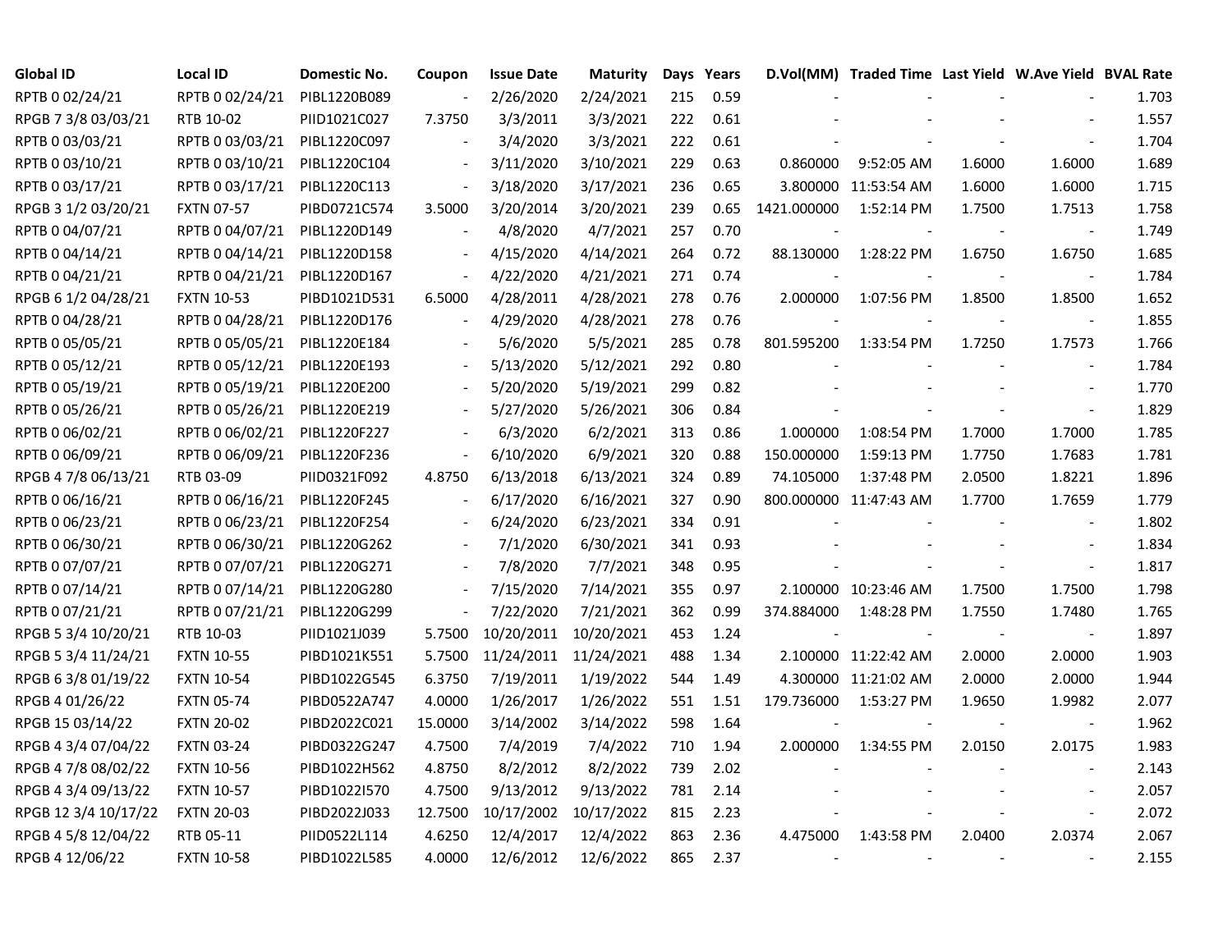| Global ID | Local ID | Domestic No. | Coupon | Issue Date | Maturity | Days | Years | D.Vol(MM) | Traded Time | Last Yield | W.Ave Yield | BVAL Rate |
|---|---|---|---|---|---|---|---|---|---|---|---|---|
| RPTB 0 02/24/21 | RPTB 0 02/24/21 | PIBL1220B089 | - | 2/26/2020 | 2/24/2021 | 215 | 0.59 | - | - | - | - | 1.703 |
| RPGB 7 3/8 03/03/21 | RTB 10-02 | PIID1021C027 | 7.3750 | 3/3/2011 | 3/3/2021 | 222 | 0.61 | - | - | - | - | 1.557 |
| RPTB 0 03/03/21 | RPTB 0 03/03/21 | PIBL1220C097 | - | 3/4/2020 | 3/3/2021 | 222 | 0.61 | - | - | - | - | 1.704 |
| RPTB 0 03/10/21 | RPTB 0 03/10/21 | PIBL1220C104 | - | 3/11/2020 | 3/10/2021 | 229 | 0.63 | 0.860000 | 9:52:05 AM | 1.6000 | 1.6000 | 1.689 |
| RPTB 0 03/17/21 | RPTB 0 03/17/21 | PIBL1220C113 | - | 3/18/2020 | 3/17/2021 | 236 | 0.65 | 3.800000 | 11:53:54 AM | 1.6000 | 1.6000 | 1.715 |
| RPGB 3 1/2 03/20/21 | FXTN 07-57 | PIBD0721C574 | 3.5000 | 3/20/2014 | 3/20/2021 | 239 | 0.65 | 1421.000000 | 1:52:14 PM | 1.7500 | 1.7513 | 1.758 |
| RPTB 0 04/07/21 | RPTB 0 04/07/21 | PIBL1220D149 | - | 4/8/2020 | 4/7/2021 | 257 | 0.70 | - | - | - | - | 1.749 |
| RPTB 0 04/14/21 | RPTB 0 04/14/21 | PIBL1220D158 | - | 4/15/2020 | 4/14/2021 | 264 | 0.72 | 88.130000 | 1:28:22 PM | 1.6750 | 1.6750 | 1.685 |
| RPTB 0 04/21/21 | RPTB 0 04/21/21 | PIBL1220D167 | - | 4/22/2020 | 4/21/2021 | 271 | 0.74 | - | - | - | - | 1.784 |
| RPGB 6 1/2 04/28/21 | FXTN 10-53 | PIBD1021D531 | 6.5000 | 4/28/2011 | 4/28/2021 | 278 | 0.76 | 2.000000 | 1:07:56 PM | 1.8500 | 1.8500 | 1.652 |
| RPTB 0 04/28/21 | RPTB 0 04/28/21 | PIBL1220D176 | - | 4/29/2020 | 4/28/2021 | 278 | 0.76 | - | - | - | - | 1.855 |
| RPTB 0 05/05/21 | RPTB 0 05/05/21 | PIBL1220E184 | - | 5/6/2020 | 5/5/2021 | 285 | 0.78 | 801.595200 | 1:33:54 PM | 1.7250 | 1.7573 | 1.766 |
| RPTB 0 05/12/21 | RPTB 0 05/12/21 | PIBL1220E193 | - | 5/13/2020 | 5/12/2021 | 292 | 0.80 | - | - | - | - | 1.784 |
| RPTB 0 05/19/21 | RPTB 0 05/19/21 | PIBL1220E200 | - | 5/20/2020 | 5/19/2021 | 299 | 0.82 | - | - | - | - | 1.770 |
| RPTB 0 05/26/21 | RPTB 0 05/26/21 | PIBL1220E219 | - | 5/27/2020 | 5/26/2021 | 306 | 0.84 | - | - | - | - | 1.829 |
| RPTB 0 06/02/21 | RPTB 0 06/02/21 | PIBL1220F227 | - | 6/3/2020 | 6/2/2021 | 313 | 0.86 | 1.000000 | 1:08:54 PM | 1.7000 | 1.7000 | 1.785 |
| RPTB 0 06/09/21 | RPTB 0 06/09/21 | PIBL1220F236 | - | 6/10/2020 | 6/9/2021 | 320 | 0.88 | 150.000000 | 1:59:13 PM | 1.7750 | 1.7683 | 1.781 |
| RPGB 4 7/8 06/13/21 | RTB 03-09 | PIID0321F092 | 4.8750 | 6/13/2018 | 6/13/2021 | 324 | 0.89 | 74.105000 | 1:37:48 PM | 2.0500 | 1.8221 | 1.896 |
| RPTB 0 06/16/21 | RPTB 0 06/16/21 | PIBL1220F245 | - | 6/17/2020 | 6/16/2021 | 327 | 0.90 | 800.000000 | 11:47:43 AM | 1.7700 | 1.7659 | 1.779 |
| RPTB 0 06/23/21 | RPTB 0 06/23/21 | PIBL1220F254 | - | 6/24/2020 | 6/23/2021 | 334 | 0.91 | - | - | - | - | 1.802 |
| RPTB 0 06/30/21 | RPTB 0 06/30/21 | PIBL1220G262 | - | 7/1/2020 | 6/30/2021 | 341 | 0.93 | - | - | - | - | 1.834 |
| RPTB 0 07/07/21 | RPTB 0 07/07/21 | PIBL1220G271 | - | 7/8/2020 | 7/7/2021 | 348 | 0.95 | - | - | - | - | 1.817 |
| RPTB 0 07/14/21 | RPTB 0 07/14/21 | PIBL1220G280 | - | 7/15/2020 | 7/14/2021 | 355 | 0.97 | 2.100000 | 10:23:46 AM | 1.7500 | 1.7500 | 1.798 |
| RPTB 0 07/21/21 | RPTB 0 07/21/21 | PIBL1220G299 | - | 7/22/2020 | 7/21/2021 | 362 | 0.99 | 374.884000 | 1:48:28 PM | 1.7550 | 1.7480 | 1.765 |
| RPGB 5 3/4 10/20/21 | RTB 10-03 | PIID1021J039 | 5.7500 | 10/20/2011 | 10/20/2021 | 453 | 1.24 | - | - | - | - | 1.897 |
| RPGB 5 3/4 11/24/21 | FXTN 10-55 | PIBD1021K551 | 5.7500 | 11/24/2011 | 11/24/2021 | 488 | 1.34 | 2.100000 | 11:22:42 AM | 2.0000 | 2.0000 | 1.903 |
| RPGB 6 3/8 01/19/22 | FXTN 10-54 | PIBD1022G545 | 6.3750 | 7/19/2011 | 1/19/2022 | 544 | 1.49 | 4.300000 | 11:21:02 AM | 2.0000 | 2.0000 | 1.944 |
| RPGB 4 01/26/22 | FXTN 05-74 | PIBD0522A747 | 4.0000 | 1/26/2017 | 1/26/2022 | 551 | 1.51 | 179.736000 | 1:53:27 PM | 1.9650 | 1.9982 | 2.077 |
| RPGB 15 03/14/22 | FXTN 20-02 | PIBD2022C021 | 15.0000 | 3/14/2002 | 3/14/2022 | 598 | 1.64 | - | - | - | - | 1.962 |
| RPGB 4 3/4 07/04/22 | FXTN 03-24 | PIBD0322G247 | 4.7500 | 7/4/2019 | 7/4/2022 | 710 | 1.94 | 2.000000 | 1:34:55 PM | 2.0150 | 2.0175 | 1.983 |
| RPGB 4 7/8 08/02/22 | FXTN 10-56 | PIBD1022H562 | 4.8750 | 8/2/2012 | 8/2/2022 | 739 | 2.02 | - | - | - | - | 2.143 |
| RPGB 4 3/4 09/13/22 | FXTN 10-57 | PIBD1022I570 | 4.7500 | 9/13/2012 | 9/13/2022 | 781 | 2.14 | - | - | - | - | 2.057 |
| RPGB 12 3/4 10/17/22 | FXTN 20-03 | PIBD2022J033 | 12.7500 | 10/17/2002 | 10/17/2022 | 815 | 2.23 | - | - | - | - | 2.072 |
| RPGB 4 5/8 12/04/22 | RTB 05-11 | PIID0522L114 | 4.6250 | 12/4/2017 | 12/4/2022 | 863 | 2.36 | 4.475000 | 1:43:58 PM | 2.0400 | 2.0374 | 2.067 |
| RPGB 4 12/06/22 | FXTN 10-58 | PIBD1022L585 | 4.0000 | 12/6/2012 | 12/6/2022 | 865 | 2.37 | - | - | - | - | 2.155 |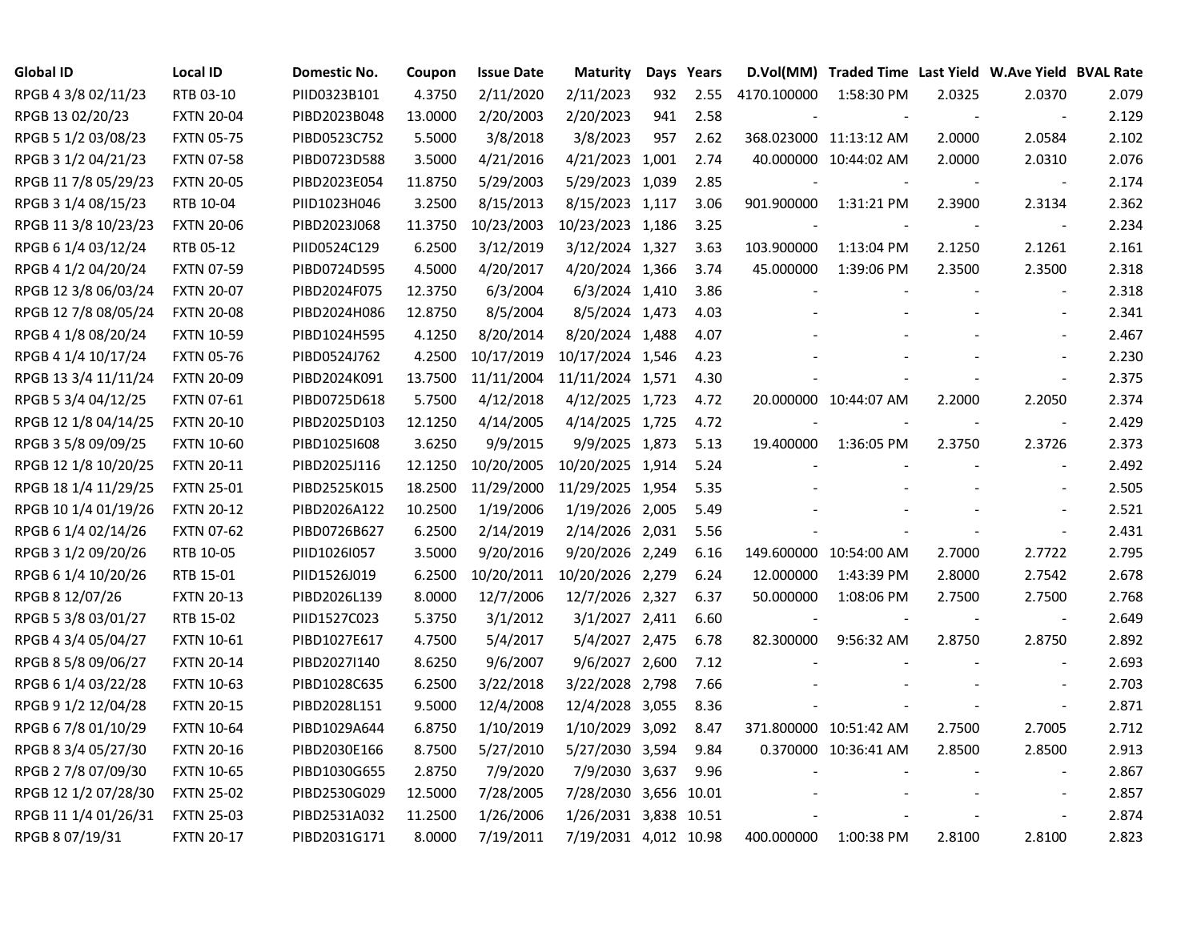| Global ID | Local ID | Domestic No. | Coupon | Issue Date | Maturity | Days | Years | D.Vol(MM) | Traded Time | Last Yield | W.Ave Yield | BVAL Rate |
|---|---|---|---|---|---|---|---|---|---|---|---|---|
| RPGB 4 3/8 02/11/23 | RTB 03-10 | PIID0323B101 | 4.3750 | 2/11/2020 | 2/11/2023 | 932 | 2.55 | 4170.100000 | 1:58:30 PM | 2.0325 | 2.0370 | 2.079 |
| RPGB 13 02/20/23 | FXTN 20-04 | PIBD2023B048 | 13.0000 | 2/20/2003 | 2/20/2023 | 941 | 2.58 | - | - | - | - | 2.129 |
| RPGB 5 1/2 03/08/23 | FXTN 05-75 | PIBD0523C752 | 5.5000 | 3/8/2018 | 3/8/2023 | 957 | 2.62 | 368.023000 | 11:13:12 AM | 2.0000 | 2.0584 | 2.102 |
| RPGB 3 1/2 04/21/23 | FXTN 07-58 | PIBD0723D588 | 3.5000 | 4/21/2016 | 4/21/2023 | 1,001 | 2.74 | 40.000000 | 10:44:02 AM | 2.0000 | 2.0310 | 2.076 |
| RPGB 11 7/8 05/29/23 | FXTN 20-05 | PIBD2023E054 | 11.8750 | 5/29/2003 | 5/29/2023 | 1,039 | 2.85 | - | - | - | - | 2.174 |
| RPGB 3 1/4 08/15/23 | RTB 10-04 | PIID1023H046 | 3.2500 | 8/15/2013 | 8/15/2023 | 1,117 | 3.06 | 901.900000 | 1:31:21 PM | 2.3900 | 2.3134 | 2.362 |
| RPGB 11 3/8 10/23/23 | FXTN 20-06 | PIBD2023J068 | 11.3750 | 10/23/2003 | 10/23/2023 | 1,186 | 3.25 | - | - | - | - | 2.234 |
| RPGB 6 1/4 03/12/24 | RTB 05-12 | PIID0524C129 | 6.2500 | 3/12/2019 | 3/12/2024 | 1,327 | 3.63 | 103.900000 | 1:13:04 PM | 2.1250 | 2.1261 | 2.161 |
| RPGB 4 1/2 04/20/24 | FXTN 07-59 | PIBD0724D595 | 4.5000 | 4/20/2017 | 4/20/2024 | 1,366 | 3.74 | 45.000000 | 1:39:06 PM | 2.3500 | 2.3500 | 2.318 |
| RPGB 12 3/8 06/03/24 | FXTN 20-07 | PIBD2024F075 | 12.3750 | 6/3/2004 | 6/3/2024 | 1,410 | 3.86 | - | - | - | - | 2.318 |
| RPGB 12 7/8 08/05/24 | FXTN 20-08 | PIBD2024H086 | 12.8750 | 8/5/2004 | 8/5/2024 | 1,473 | 4.03 | - | - | - | - | 2.341 |
| RPGB 4 1/8 08/20/24 | FXTN 10-59 | PIBD1024H595 | 4.1250 | 8/20/2014 | 8/20/2024 | 1,488 | 4.07 | - | - | - | - | 2.467 |
| RPGB 4 1/4 10/17/24 | FXTN 05-76 | PIBD0524J762 | 4.2500 | 10/17/2019 | 10/17/2024 | 1,546 | 4.23 | - | - | - | - | 2.230 |
| RPGB 13 3/4 11/11/24 | FXTN 20-09 | PIBD2024K091 | 13.7500 | 11/11/2004 | 11/11/2024 | 1,571 | 4.30 | - | - | - | - | 2.375 |
| RPGB 5 3/4 04/12/25 | FXTN 07-61 | PIBD0725D618 | 5.7500 | 4/12/2018 | 4/12/2025 | 1,723 | 4.72 | 20.000000 | 10:44:07 AM | 2.2000 | 2.2050 | 2.374 |
| RPGB 12 1/8 04/14/25 | FXTN 20-10 | PIBD2025D103 | 12.1250 | 4/14/2005 | 4/14/2025 | 1,725 | 4.72 | - | - | - | - | 2.429 |
| RPGB 3 5/8 09/09/25 | FXTN 10-60 | PIBD1025I608 | 3.6250 | 9/9/2015 | 9/9/2025 | 1,873 | 5.13 | 19.400000 | 1:36:05 PM | 2.3750 | 2.3726 | 2.373 |
| RPGB 12 1/8 10/20/25 | FXTN 20-11 | PIBD2025J116 | 12.1250 | 10/20/2005 | 10/20/2025 | 1,914 | 5.24 | - | - | - | - | 2.492 |
| RPGB 18 1/4 11/29/25 | FXTN 25-01 | PIBD2525K015 | 18.2500 | 11/29/2000 | 11/29/2025 | 1,954 | 5.35 | - | - | - | - | 2.505 |
| RPGB 10 1/4 01/19/26 | FXTN 20-12 | PIBD2026A122 | 10.2500 | 1/19/2006 | 1/19/2026 | 2,005 | 5.49 | - | - | - | - | 2.521 |
| RPGB 6 1/4 02/14/26 | FXTN 07-62 | PIBD0726B627 | 6.2500 | 2/14/2019 | 2/14/2026 | 2,031 | 5.56 | - | - | - | - | 2.431 |
| RPGB 3 1/2 09/20/26 | RTB 10-05 | PIID1026I057 | 3.5000 | 9/20/2016 | 9/20/2026 | 2,249 | 6.16 | 149.600000 | 10:54:00 AM | 2.7000 | 2.7722 | 2.795 |
| RPGB 6 1/4 10/20/26 | RTB 15-01 | PIID1526J019 | 6.2500 | 10/20/2011 | 10/20/2026 | 2,279 | 6.24 | 12.000000 | 1:43:39 PM | 2.8000 | 2.7542 | 2.678 |
| RPGB 8 12/07/26 | FXTN 20-13 | PIBD2026L139 | 8.0000 | 12/7/2006 | 12/7/2026 | 2,327 | 6.37 | 50.000000 | 1:08:06 PM | 2.7500 | 2.7500 | 2.768 |
| RPGB 5 3/8 03/01/27 | RTB 15-02 | PIID1527C023 | 5.3750 | 3/1/2012 | 3/1/2027 | 2,411 | 6.60 | - | - | - | - | 2.649 |
| RPGB 4 3/4 05/04/27 | FXTN 10-61 | PIBD1027E617 | 4.7500 | 5/4/2017 | 5/4/2027 | 2,475 | 6.78 | 82.300000 | 9:56:32 AM | 2.8750 | 2.8750 | 2.892 |
| RPGB 8 5/8 09/06/27 | FXTN 20-14 | PIBD2027I140 | 8.6250 | 9/6/2007 | 9/6/2027 | 2,600 | 7.12 | - | - | - | - | 2.693 |
| RPGB 6 1/4 03/22/28 | FXTN 10-63 | PIBD1028C635 | 6.2500 | 3/22/2018 | 3/22/2028 | 2,798 | 7.66 | - | - | - | - | 2.703 |
| RPGB 9 1/2 12/04/28 | FXTN 20-15 | PIBD2028L151 | 9.5000 | 12/4/2008 | 12/4/2028 | 3,055 | 8.36 | - | - | - | - | 2.871 |
| RPGB 6 7/8 01/10/29 | FXTN 10-64 | PIBD1029A644 | 6.8750 | 1/10/2019 | 1/10/2029 | 3,092 | 8.47 | 371.800000 | 10:51:42 AM | 2.7500 | 2.7005 | 2.712 |
| RPGB 8 3/4 05/27/30 | FXTN 20-16 | PIBD2030E166 | 8.7500 | 5/27/2010 | 5/27/2030 | 3,594 | 9.84 | 0.370000 | 10:36:41 AM | 2.8500 | 2.8500 | 2.913 |
| RPGB 2 7/8 07/09/30 | FXTN 10-65 | PIBD1030G655 | 2.8750 | 7/9/2020 | 7/9/2030 | 3,637 | 9.96 | - | - | - | - | 2.867 |
| RPGB 12 1/2 07/28/30 | FXTN 25-02 | PIBD2530G029 | 12.5000 | 7/28/2005 | 7/28/2030 | 3,656 | 10.01 | - | - | - | - | 2.857 |
| RPGB 11 1/4 01/26/31 | FXTN 25-03 | PIBD2531A032 | 11.2500 | 1/26/2006 | 1/26/2031 | 3,838 | 10.51 | - | - | - | - | 2.874 |
| RPGB 8 07/19/31 | FXTN 20-17 | PIBD2031G171 | 8.0000 | 7/19/2011 | 7/19/2031 | 4,012 | 10.98 | 400.000000 | 1:00:38 PM | 2.8100 | 2.8100 | 2.823 |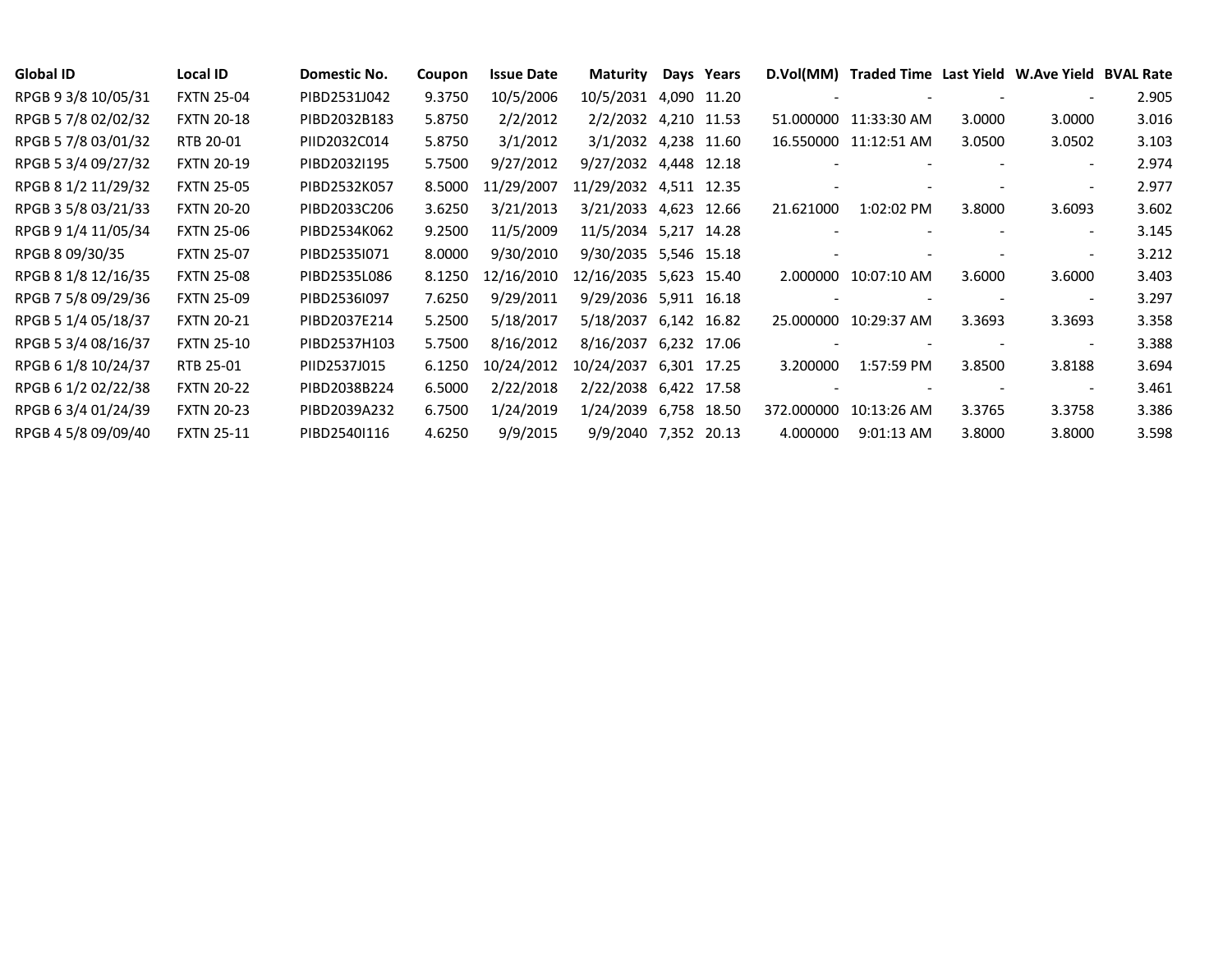| Global ID | Local ID | Domestic No. | Coupon | Issue Date | Maturity | Days | Years | D.Vol(MM) | Traded Time | Last Yield | W.Ave Yield | BVAL Rate |
|---|---|---|---|---|---|---|---|---|---|---|---|---|
| RPGB 9 3/8 10/05/31 | FXTN 25-04 | PIBD2531J042 | 9.3750 | 10/5/2006 | 10/5/2031 | 4,090 | 11.20 | - | - | - | - | 2.905 |
| RPGB 5 7/8 02/02/32 | FXTN 20-18 | PIBD2032B183 | 5.8750 | 2/2/2012 | 2/2/2032 | 4,210 | 11.53 | 51.000000 | 11:33:30 AM | 3.0000 | 3.0000 | 3.016 |
| RPGB 5 7/8 03/01/32 | RTB 20-01 | PIID2032C014 | 5.8750 | 3/1/2012 | 3/1/2032 | 4,238 | 11.60 | 16.550000 | 11:12:51 AM | 3.0500 | 3.0502 | 3.103 |
| RPGB 5 3/4 09/27/32 | FXTN 20-19 | PIBD2032I195 | 5.7500 | 9/27/2012 | 9/27/2032 | 4,448 | 12.18 | - | - | - | - | 2.974 |
| RPGB 8 1/2 11/29/32 | FXTN 25-05 | PIBD2532K057 | 8.5000 | 11/29/2007 | 11/29/2032 | 4,511 | 12.35 | - | - | - | - | 2.977 |
| RPGB 3 5/8 03/21/33 | FXTN 20-20 | PIBD2033C206 | 3.6250 | 3/21/2013 | 3/21/2033 | 4,623 | 12.66 | 21.621000 | 1:02:02 PM | 3.8000 | 3.6093 | 3.602 |
| RPGB 9 1/4 11/05/34 | FXTN 25-06 | PIBD2534K062 | 9.2500 | 11/5/2009 | 11/5/2034 | 5,217 | 14.28 | - | - | - | - | 3.145 |
| RPGB 8 09/30/35 | FXTN 25-07 | PIBD2535I071 | 8.0000 | 9/30/2010 | 9/30/2035 | 5,546 | 15.18 | - | - | - | - | 3.212 |
| RPGB 8 1/8 12/16/35 | FXTN 25-08 | PIBD2535L086 | 8.1250 | 12/16/2010 | 12/16/2035 | 5,623 | 15.40 | 2.000000 | 10:07:10 AM | 3.6000 | 3.6000 | 3.403 |
| RPGB 7 5/8 09/29/36 | FXTN 25-09 | PIBD2536I097 | 7.6250 | 9/29/2011 | 9/29/2036 | 5,911 | 16.18 | - | - | - | - | 3.297 |
| RPGB 5 1/4 05/18/37 | FXTN 20-21 | PIBD2037E214 | 5.2500 | 5/18/2017 | 5/18/2037 | 6,142 | 16.82 | 25.000000 | 10:29:37 AM | 3.3693 | 3.3693 | 3.358 |
| RPGB 5 3/4 08/16/37 | FXTN 25-10 | PIBD2537H103 | 5.7500 | 8/16/2012 | 8/16/2037 | 6,232 | 17.06 | - | - | - | - | 3.388 |
| RPGB 6 1/8 10/24/37 | RTB 25-01 | PIID2537J015 | 6.1250 | 10/24/2012 | 10/24/2037 | 6,301 | 17.25 | 3.200000 | 1:57:59 PM | 3.8500 | 3.8188 | 3.694 |
| RPGB 6 1/2 02/22/38 | FXTN 20-22 | PIBD2038B224 | 6.5000 | 2/22/2018 | 2/22/2038 | 6,422 | 17.58 | - | - | - | - | 3.461 |
| RPGB 6 3/4 01/24/39 | FXTN 20-23 | PIBD2039A232 | 6.7500 | 1/24/2019 | 1/24/2039 | 6,758 | 18.50 | 372.000000 | 10:13:26 AM | 3.3765 | 3.3758 | 3.386 |
| RPGB 4 5/8 09/09/40 | FXTN 25-11 | PIBD2540I116 | 4.6250 | 9/9/2015 | 9/9/2040 | 7,352 | 20.13 | 4.000000 | 9:01:13 AM | 3.8000 | 3.8000 | 3.598 |